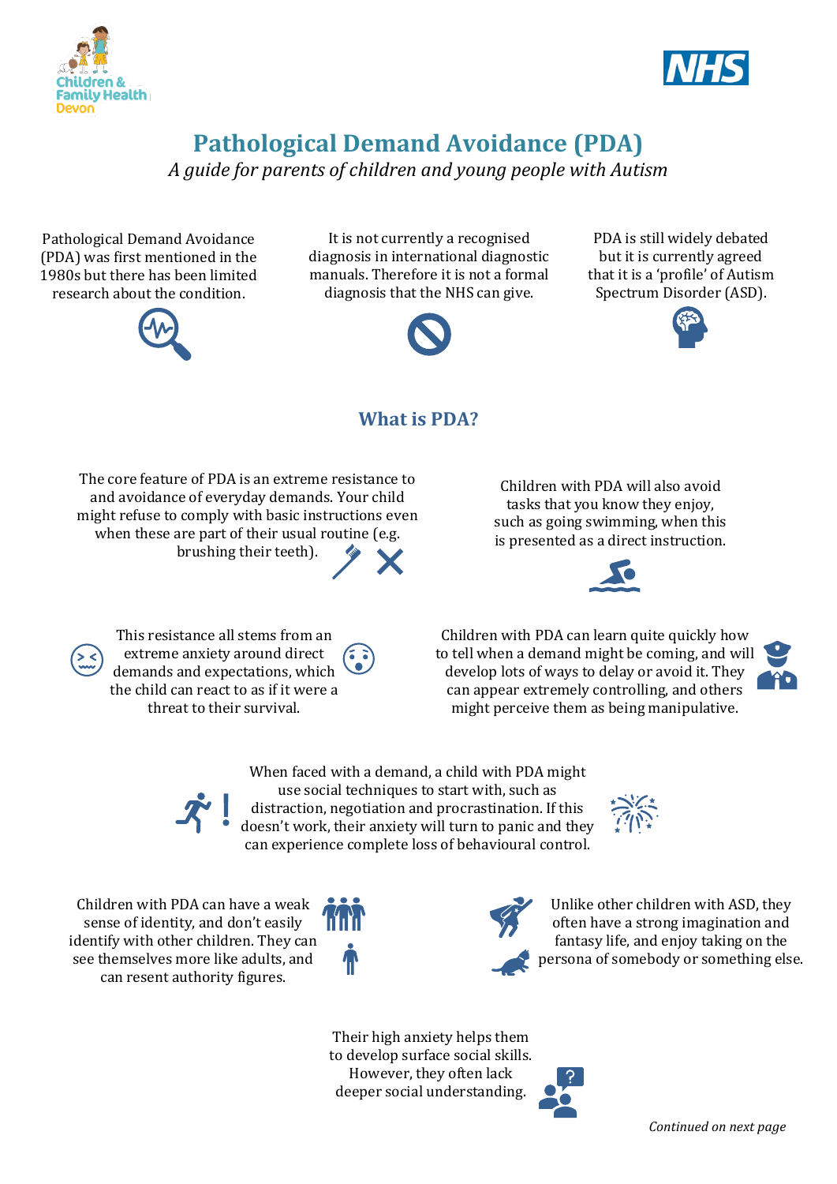# Pathological Demand Avoidance (PDA)

*A guide for parents of children and young people with Autism*

Pathological Demand Avoidance (PDA) was first mentioned in the 1980s but there has been limited research about the condition.

It is not currently a recognised diagnosis in international diagnostic manuals. Therefore it is not a formal diagnosis that the NHS can give.

PDA is still widely debated but it is currently agreed that it is a 'profile' of Autism Spectrum Disorder (ASD).

## What is PDA?

The core feature of PDA is an extreme resistance to and avoidance of everyday demands. Your child might refuse to comply with basic instructions even when these are part of their usual routine (e.g. brushing their teeth).

Children with PDA will also avoid tasks that you know they enjoy, such as going swimming, when this is presented as a direct instruction.

This resistance all stems from an extreme anxiety around direct demands and expectations, which the child can react to as if it were a threat to their survival.

Children with PDA can learn quite quickly how to tell when a demand might be coming, and will develop lots of ways to delay or avoid it. They can appear extremely controlling, and others might perceive them as being manipulative.

When faced with a demand, a child with PDA might use social techniques to start with, such as distraction, negotiation and procrastination. If this doesn't work, their anxiety will turn to panic and they can experience complete loss of behavioural control.

Children with PDA can have a weak sense of identity, and don't easily identify with other children. They can see themselves more like adults, and can resent authority figures.

Unlike other children with ASD, they often have a strong imagination and fantasy life, and enjoy taking on the persona of somebody or something else.

Their high anxiety helps them to develop surface social skills. However, they often lack deeper social understanding.

*Continued on next page*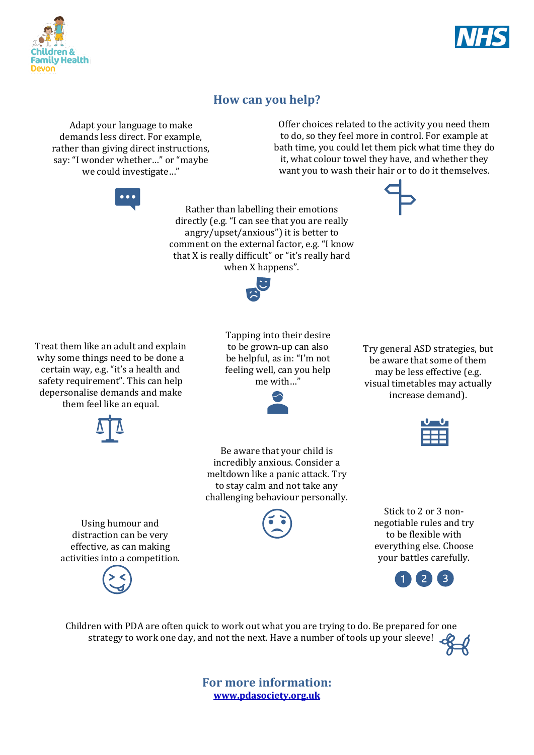## How can you help?

Adapt your language to make demands less direct. For example, rather than giving direct instructions, say: "I wonder whether…" or "maybe we could investigate…"

Offer choices related to the activity you need them to do, so they feel more in control. For example at bath time, you could let them pick what time they do it, what colour towel they have, and whether they want you to wash their hair or to do it themselves.

Rather than labelling their emotions directly (e.g. "I can see that you are really angry/upset/anxious") it is better to comment on the external factor, e.g. "I know that X is really difficult" or "it's really hard when X happens".

Treat them like an adult and explain why some things need to be done a certain way, e.g. "it's a health and safety requirement". This can help depersonalise demands and make them feel like an equal.

Tapping into their desire to be grown-up can also be helpful, as in: "I'm not feeling well, can you help me with…"

Try general ASD strategies, but be aware that some of them may be less effective (e.g. visual timetables may actually increase demand).

Be aware that your child is incredibly anxious. Consider a meltdown like a panic attack. Try to stay calm and not take any challenging behaviour personally.

Using humour and distraction can be very effective, as can making activities into a competition.

Stick to 2 or 3 non-negotiable rules and try to be flexible with everything else. Choose your battles carefully.

Children with PDA are often quick to work out what you are trying to do. Be prepared for one strategy to work one day, and not the next. Have a number of tools up your sleeve!

## For more information:

**www.pdasociety.org.uk**